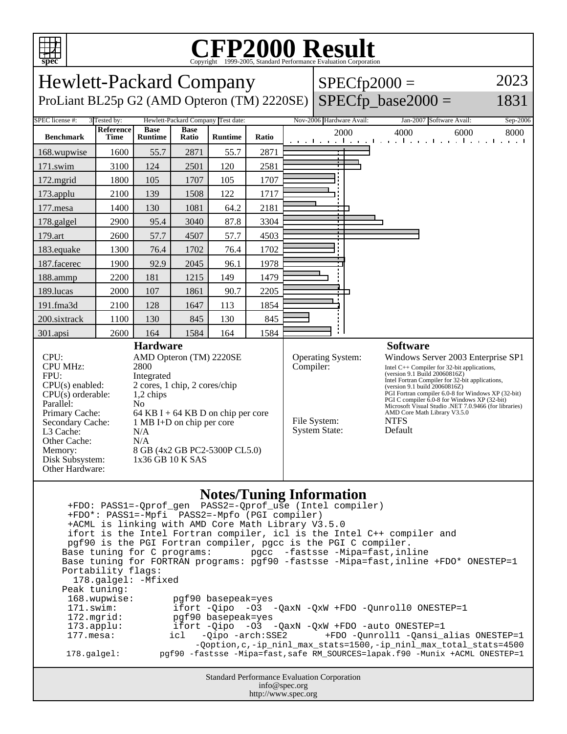# CFP2000 Result

Copyright 1999-2005, Standard Performance Evaluation Corporation

## Hewlett-Packard Company

ProLiant BL25p G2 (AMD Opteron (TM) 2220SE)

SPECfp2000 = 2023

SPECfp_base2000 = 1831

SPEC license #: 3 | Tested by: Hewlett-Packard Company | Test date: Nov-2006 | Hardware Avail: Jan-2007 | Software Avail: Sep-2006

| Benchmark | Reference Time | Base Runtime | Base Ratio | Runtime | Ratio |
|---|---|---|---|---|---|
| 168.wupwise | 1600 | 55.7 | 2871 | 55.7 | 2871 |
| 171.swim | 3100 | 124 | 2501 | 120 | 2581 |
| 172.mgrid | 1800 | 105 | 1707 | 105 | 1707 |
| 173.applu | 2100 | 139 | 1508 | 122 | 1717 |
| 177.mesa | 1400 | 130 | 1081 | 64.2 | 2181 |
| 178.galgel | 2900 | 95.4 | 3040 | 87.8 | 3304 |
| 179.art | 2600 | 57.7 | 4507 | 57.7 | 4503 |
| 183.equake | 1300 | 76.4 | 1702 | 76.4 | 1702 |
| 187.facerec | 1900 | 92.9 | 2045 | 96.1 | 1978 |
| 188.ammp | 2200 | 181 | 1215 | 149 | 1479 |
| 189.lucas | 2000 | 107 | 1861 | 90.7 | 2205 |
| 191.fma3d | 2100 | 128 | 1647 | 113 | 1854 |
| 200.sixtrack | 1100 | 130 | 845 | 130 | 845 |
| 301.apsi | 2600 | 164 | 1584 | 164 | 1584 |

### Hardware

| | |
|---|---|
| CPU: | AMD Opteron (TM) 2220SE |
| CPU MHz: | 2800 |
| FPU: | Integrated |
| CPU(s) enabled: | 2 cores, 1 chip, 2 cores/chip |
| CPU(s) orderable: | 1,2 chips |
| Parallel: | No |
| Primary Cache: | 64 KB I + 64 KB D on chip per core |
| Secondary Cache: | 1 MB I+D on chip per core |
| L3 Cache: | N/A |
| Other Cache: | N/A |
| Memory: | 8 GB (4x2 GB PC2-5300P CL5.0) |
| Disk Subsystem: | 1x36 GB 10 K SAS |
| Other Hardware: | |

### Software

| | |
|---|---|
| Operating System: | Windows Server 2003 Enterprise SP1 |
| Compiler: | Intel C++ Compiler for 32-bit applications, (version 9.1 Build 20060816Z) Intel Fortran Compiler for 32-bit applications, (version 9.1 build 20060816Z) PGI Fortran compiler 6.0-8 for Windows XP (32-bit) PGI C compiler 6.0-8 for Windows XP (32-bit) Microsoft Visual Studio .NET 7.0.9466 (for libraries) AMD Core Math Library V3.5.0 |
| File System: | NTFS |
| System State: | Default |

### Notes/Tuning Information

```
 +FDO: PASS1=-Qprof_gen  PASS2=-Qprof_use (Intel compiler)
 +FDO*: PASS1=-Mpfi  PASS2=-Mpfo (PGI compiler)
 +ACML is linking with AMD Core Math Library V3.5.0
 ifort is the Intel Fortran compiler, icl is the Intel C++ compiler and
 pgf90 is the PGI Fortran compiler, pgcc is the PGI C compiler.
Base tuning for C programs:       pgcc  -fastsse -Mipa=fast,inline
Base tuning for FORTRAN programs: pgf90 -fastsse -Mipa=fast,inline +FDO* ONESTEP=1
Portability flags:
  178.galgel: -Mfixed
Peak tuning:
 168.wupwise:       pgf90 basepeak=yes
 171.swim:          ifort -Qipo  -O3  -QaxN -QxW +FDO -Qunroll0 ONESTEP=1
 172.mgrid:         pgf90 basepeak=yes
 173.applu:         ifort -Qipo  -O3  -QaxN -QxW +FDO -auto ONESTEP=1
 177.mesa:          icl   -Qipo -arch:SSE2      +FDO -Qunroll1 -Qansi_alias ONESTEP=1
                          -Qoption,c,-ip_ninl_max_stats=1500,-ip_ninl_max_total_stats=4500
 178.galgel:       pgf90 -fastsse -Mipa=fast,safe RM_SOURCES=lapak.f90 -Munix +ACML ONESTEP=1
```

Standard Performance Evaluation Corporation
info@spec.org
http://www.spec.org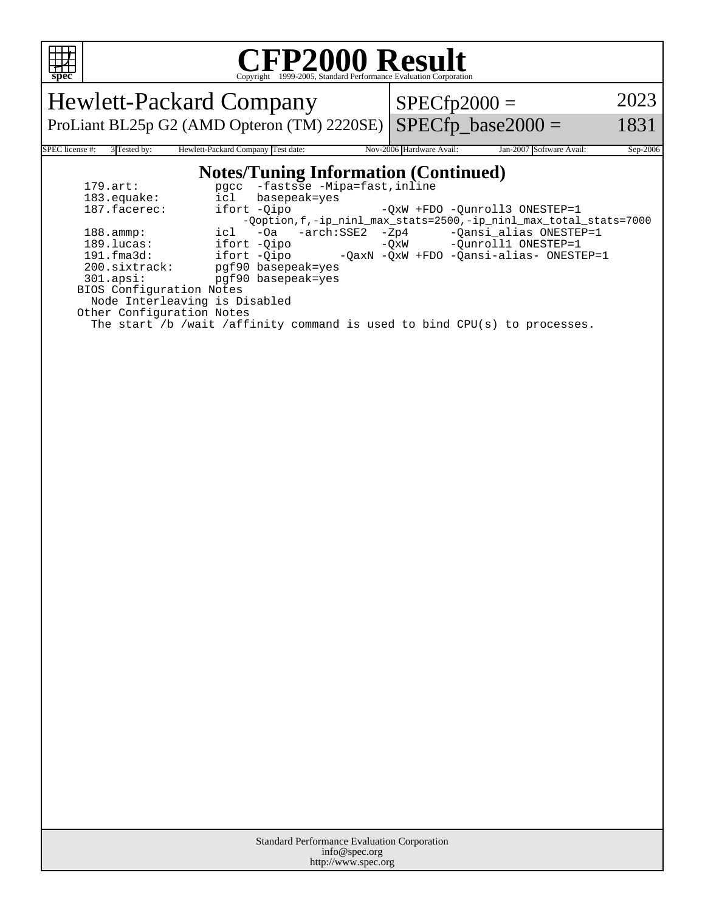# CFP2000 Result

Copyright 1999-2005, Standard Performance Evaluation Corporation

Hewlett-Packard Company

ProLiant BL25p G2 (AMD Opteron (TM) 2220SE)

SPECfp2000 = 2023

SPECfp_base2000 = 1831

| SPEC license #: | 3 | Tested by: | Hewlett-Packard Company | Test date: | Nov-2006 | Hardware Avail: | Jan-2007 | Software Avail: | Sep-2006 |
|---|---|---|---|---|---|---|---|---|---|

## Notes/Tuning Information (Continued)

```
 179.art:           pgcc  -fastsse -Mipa=fast,inline
 183.equake:        icl   basepeak=yes
 187.facerec:       ifort -Qipo            -QxW +FDO -Qunroll3 ONESTEP=1
                        -Qoption,f,-ip_ninl_max_stats=2500,-ip_ninl_max_total_stats=7000
 188.ammp:          icl   -Oa   -arch:SSE2  -Zp4      -Qansi_alias ONESTEP=1
 189.lucas:         ifort -Qipo             -QxW      -Qunroll1 ONESTEP=1
 191.fma3d:         ifort -Qipo       -QaxN -QxW +FDO -Qansi-alias- ONESTEP=1
 200.sixtrack:      pgf90 basepeak=yes
 301.apsi:          pgf90 basepeak=yes
BIOS Configuration Notes
  Node Interleaving is Disabled
Other Configuration Notes
  The start /b /wait /affinity command is used to bind CPU(s) to processes.
```

Standard Performance Evaluation Corporation
info@spec.org
http://www.spec.org